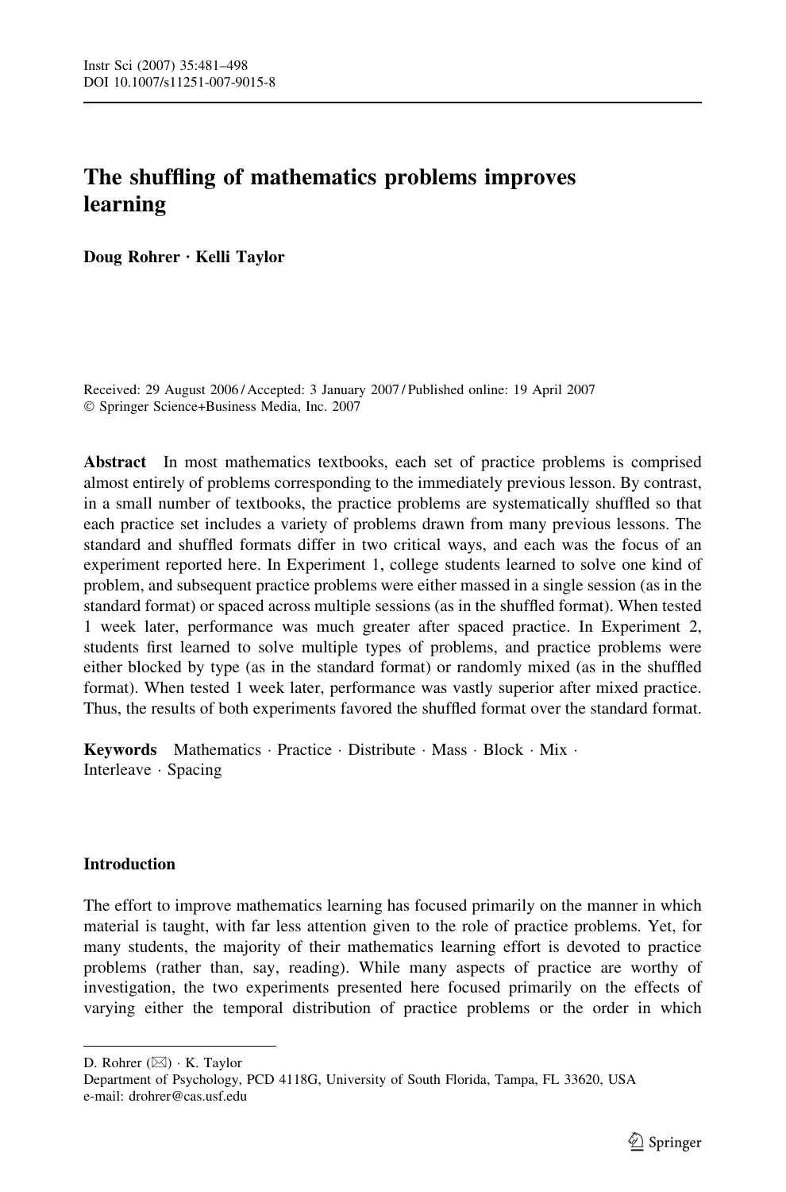# The shuffling of mathematics problems improves learning

**Doug Rohrer · Kelli Taylor**

Received: 29 August 2006 / Accepted: 3 January 2007 / Published online: 19 April 2007
© Springer Science+Business Media, Inc. 2007

**Abstract** In most mathematics textbooks, each set of practice problems is comprised almost entirely of problems corresponding to the immediately previous lesson. By contrast, in a small number of textbooks, the practice problems are systematically shuffled so that each practice set includes a variety of problems drawn from many previous lessons. The standard and shuffled formats differ in two critical ways, and each was the focus of an experiment reported here. In Experiment 1, college students learned to solve one kind of problem, and subsequent practice problems were either massed in a single session (as in the standard format) or spaced across multiple sessions (as in the shuffled format). When tested 1 week later, performance was much greater after spaced practice. In Experiment 2, students first learned to solve multiple types of problems, and practice problems were either blocked by type (as in the standard format) or randomly mixed (as in the shuffled format). When tested 1 week later, performance was vastly superior after mixed practice. Thus, the results of both experiments favored the shuffled format over the standard format.

**Keywords** Mathematics · Practice · Distribute · Mass · Block · Mix · Interleave · Spacing

## Introduction

The effort to improve mathematics learning has focused primarily on the manner in which material is taught, with far less attention given to the role of practice problems. Yet, for many students, the majority of their mathematics learning effort is devoted to practice problems (rather than, say, reading). While many aspects of practice are worthy of investigation, the two experiments presented here focused primarily on the effects of varying either the temporal distribution of practice problems or the order in which

---

D. Rohrer (✉) · K. Taylor
Department of Psychology, PCD 4118G, University of South Florida, Tampa, FL 33620, USA
e-mail: drohrer@cas.usf.edu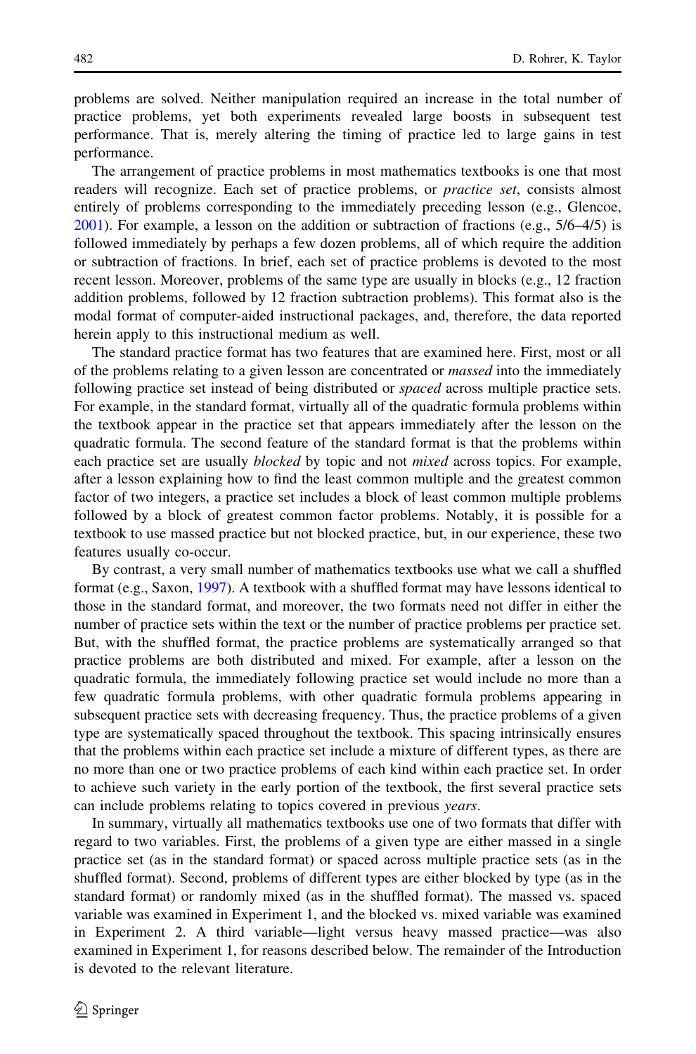problems are solved. Neither manipulation required an increase in the total number of practice problems, yet both experiments revealed large boosts in subsequent test performance. That is, merely altering the timing of practice led to large gains in test performance.

The arrangement of practice problems in most mathematics textbooks is one that most readers will recognize. Each set of practice problems, or *practice set*, consists almost entirely of problems corresponding to the immediately preceding lesson (e.g., Glencoe, 2001). For example, a lesson on the addition or subtraction of fractions (e.g., 5/6–4/5) is followed immediately by perhaps a few dozen problems, all of which require the addition or subtraction of fractions. In brief, each set of practice problems is devoted to the most recent lesson. Moreover, problems of the same type are usually in blocks (e.g., 12 fraction addition problems, followed by 12 fraction subtraction problems). This format also is the modal format of computer-aided instructional packages, and, therefore, the data reported herein apply to this instructional medium as well.

The standard practice format has two features that are examined here. First, most or all of the problems relating to a given lesson are concentrated or *massed* into the immediately following practice set instead of being distributed or *spaced* across multiple practice sets. For example, in the standard format, virtually all of the quadratic formula problems within the textbook appear in the practice set that appears immediately after the lesson on the quadratic formula. The second feature of the standard format is that the problems within each practice set are usually *blocked* by topic and not *mixed* across topics. For example, after a lesson explaining how to find the least common multiple and the greatest common factor of two integers, a practice set includes a block of least common multiple problems followed by a block of greatest common factor problems. Notably, it is possible for a textbook to use massed practice but not blocked practice, but, in our experience, these two features usually co-occur.

By contrast, a very small number of mathematics textbooks use what we call a shuffled format (e.g., Saxon, 1997). A textbook with a shuffled format may have lessons identical to those in the standard format, and moreover, the two formats need not differ in either the number of practice sets within the text or the number of practice problems per practice set. But, with the shuffled format, the practice problems are systematically arranged so that practice problems are both distributed and mixed. For example, after a lesson on the quadratic formula, the immediately following practice set would include no more than a few quadratic formula problems, with other quadratic formula problems appearing in subsequent practice sets with decreasing frequency. Thus, the practice problems of a given type are systematically spaced throughout the textbook. This spacing intrinsically ensures that the problems within each practice set include a mixture of different types, as there are no more than one or two practice problems of each kind within each practice set. In order to achieve such variety in the early portion of the textbook, the first several practice sets can include problems relating to topics covered in previous *years*.

In summary, virtually all mathematics textbooks use one of two formats that differ with regard to two variables. First, the problems of a given type are either massed in a single practice set (as in the standard format) or spaced across multiple practice sets (as in the shuffled format). Second, problems of different types are either blocked by type (as in the standard format) or randomly mixed (as in the shuffled format). The massed vs. spaced variable was examined in Experiment 1, and the blocked vs. mixed variable was examined in Experiment 2. A third variable—light versus heavy massed practice—was also examined in Experiment 1, for reasons described below. The remainder of the Introduction is devoted to the relevant literature.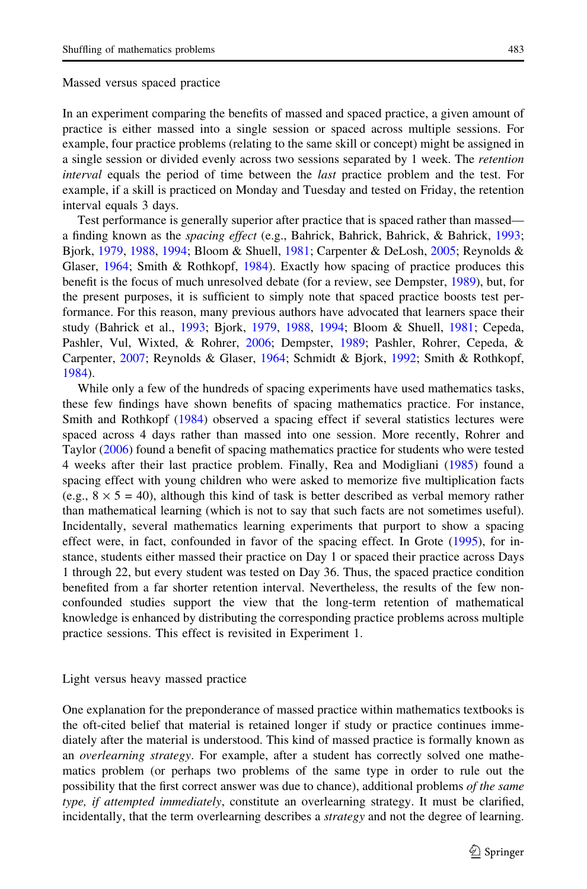## Massed versus spaced practice

In an experiment comparing the benefits of massed and spaced practice, a given amount of practice is either massed into a single session or spaced across multiple sessions. For example, four practice problems (relating to the same skill or concept) might be assigned in a single session or divided evenly across two sessions separated by 1 week. The *retention interval* equals the period of time between the *last* practice problem and the test. For example, if a skill is practiced on Monday and Tuesday and tested on Friday, the retention interval equals 3 days.

Test performance is generally superior after practice that is spaced rather than massed—a finding known as the *spacing effect* (e.g., Bahrick, Bahrick, Bahrick, & Bahrick, 1993; Bjork, 1979, 1988, 1994; Bloom & Shuell, 1981; Carpenter & DeLosh, 2005; Reynolds & Glaser, 1964; Smith & Rothkopf, 1984). Exactly how spacing of practice produces this benefit is the focus of much unresolved debate (for a review, see Dempster, 1989), but, for the present purposes, it is sufficient to simply note that spaced practice boosts test performance. For this reason, many previous authors have advocated that learners space their study (Bahrick et al., 1993; Bjork, 1979, 1988, 1994; Bloom & Shuell, 1981; Cepeda, Pashler, Vul, Wixted, & Rohrer, 2006; Dempster, 1989; Pashler, Rohrer, Cepeda, & Carpenter, 2007; Reynolds & Glaser, 1964; Schmidt & Bjork, 1992; Smith & Rothkopf, 1984).

While only a few of the hundreds of spacing experiments have used mathematics tasks, these few findings have shown benefits of spacing mathematics practice. For instance, Smith and Rothkopf (1984) observed a spacing effect if several statistics lectures were spaced across 4 days rather than massed into one session. More recently, Rohrer and Taylor (2006) found a benefit of spacing mathematics practice for students who were tested 4 weeks after their last practice problem. Finally, Rea and Modigliani (1985) found a spacing effect with young children who were asked to memorize five multiplication facts (e.g., $8 \times 5 = 40$), although this kind of task is better described as verbal memory rather than mathematical learning (which is not to say that such facts are not sometimes useful). Incidentally, several mathematics learning experiments that purport to show a spacing effect were, in fact, confounded in favor of the spacing effect. In Grote (1995), for instance, students either massed their practice on Day 1 or spaced their practice across Days 1 through 22, but every student was tested on Day 36. Thus, the spaced practice condition benefited from a far shorter retention interval. Nevertheless, the results of the few non-confounded studies support the view that the long-term retention of mathematical knowledge is enhanced by distributing the corresponding practice problems across multiple practice sessions. This effect is revisited in Experiment 1.

## Light versus heavy massed practice

One explanation for the preponderance of massed practice within mathematics textbooks is the oft-cited belief that material is retained longer if study or practice continues immediately after the material is understood. This kind of massed practice is formally known as an *overlearning strategy*. For example, after a student has correctly solved one mathematics problem (or perhaps two problems of the same type in order to rule out the possibility that the first correct answer was due to chance), additional problems *of the same type, if attempted immediately*, constitute an overlearning strategy. It must be clarified, incidentally, that the term overlearning describes a *strategy* and not the degree of learning.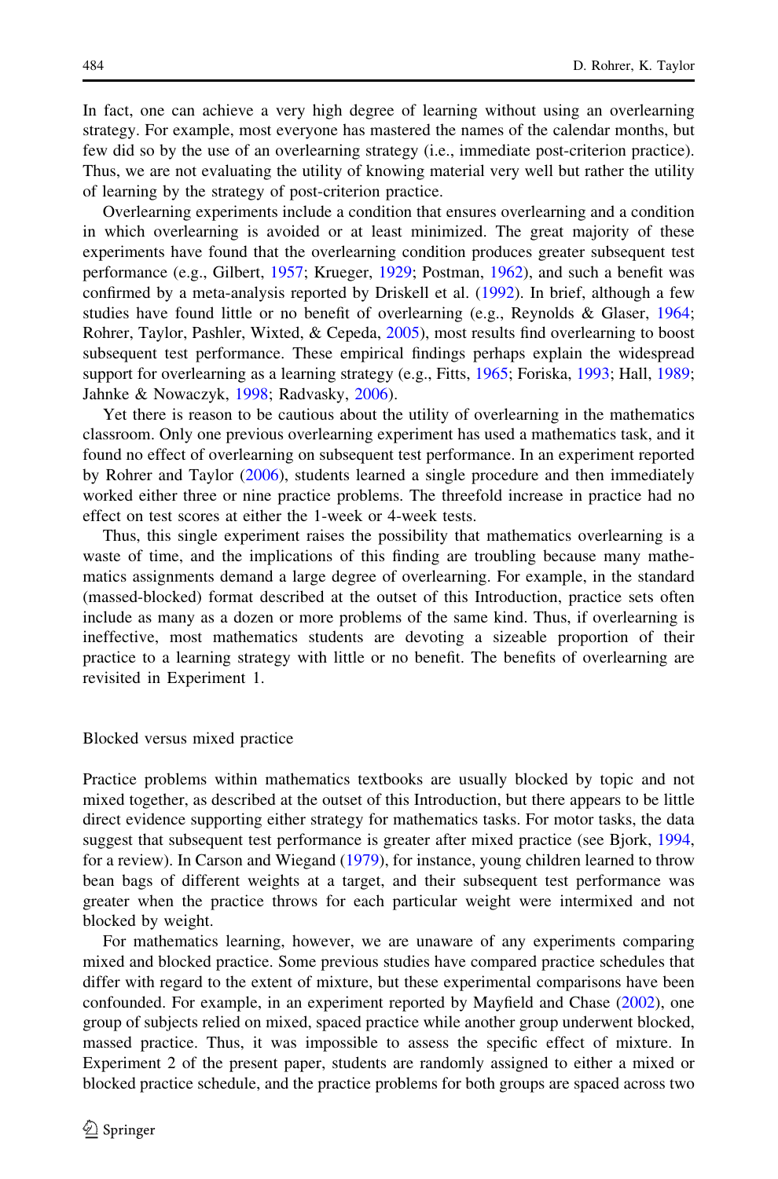In fact, one can achieve a very high degree of learning without using an overlearning strategy. For example, most everyone has mastered the names of the calendar months, but few did so by the use of an overlearning strategy (i.e., immediate post-criterion practice). Thus, we are not evaluating the utility of knowing material very well but rather the utility of learning by the strategy of post-criterion practice.

Overlearning experiments include a condition that ensures overlearning and a condition in which overlearning is avoided or at least minimized. The great majority of these experiments have found that the overlearning condition produces greater subsequent test performance (e.g., Gilbert, 1957; Krueger, 1929; Postman, 1962), and such a benefit was confirmed by a meta-analysis reported by Driskell et al. (1992). In brief, although a few studies have found little or no benefit of overlearning (e.g., Reynolds & Glaser, 1964; Rohrer, Taylor, Pashler, Wixted, & Cepeda, 2005), most results find overlearning to boost subsequent test performance. These empirical findings perhaps explain the widespread support for overlearning as a learning strategy (e.g., Fitts, 1965; Foriska, 1993; Hall, 1989; Jahnke & Nowaczyk, 1998; Radvasky, 2006).

Yet there is reason to be cautious about the utility of overlearning in the mathematics classroom. Only one previous overlearning experiment has used a mathematics task, and it found no effect of overlearning on subsequent test performance. In an experiment reported by Rohrer and Taylor (2006), students learned a single procedure and then immediately worked either three or nine practice problems. The threefold increase in practice had no effect on test scores at either the 1-week or 4-week tests.

Thus, this single experiment raises the possibility that mathematics overlearning is a waste of time, and the implications of this finding are troubling because many mathematics assignments demand a large degree of overlearning. For example, in the standard (massed-blocked) format described at the outset of this Introduction, practice sets often include as many as a dozen or more problems of the same kind. Thus, if overlearning is ineffective, most mathematics students are devoting a sizeable proportion of their practice to a learning strategy with little or no benefit. The benefits of overlearning are revisited in Experiment 1.

## Blocked versus mixed practice

Practice problems within mathematics textbooks are usually blocked by topic and not mixed together, as described at the outset of this Introduction, but there appears to be little direct evidence supporting either strategy for mathematics tasks. For motor tasks, the data suggest that subsequent test performance is greater after mixed practice (see Bjork, 1994, for a review). In Carson and Wiegand (1979), for instance, young children learned to throw bean bags of different weights at a target, and their subsequent test performance was greater when the practice throws for each particular weight were intermixed and not blocked by weight.

For mathematics learning, however, we are unaware of any experiments comparing mixed and blocked practice. Some previous studies have compared practice schedules that differ with regard to the extent of mixture, but these experimental comparisons have been confounded. For example, in an experiment reported by Mayfield and Chase (2002), one group of subjects relied on mixed, spaced practice while another group underwent blocked, massed practice. Thus, it was impossible to assess the specific effect of mixture. In Experiment 2 of the present paper, students are randomly assigned to either a mixed or blocked practice schedule, and the practice problems for both groups are spaced across two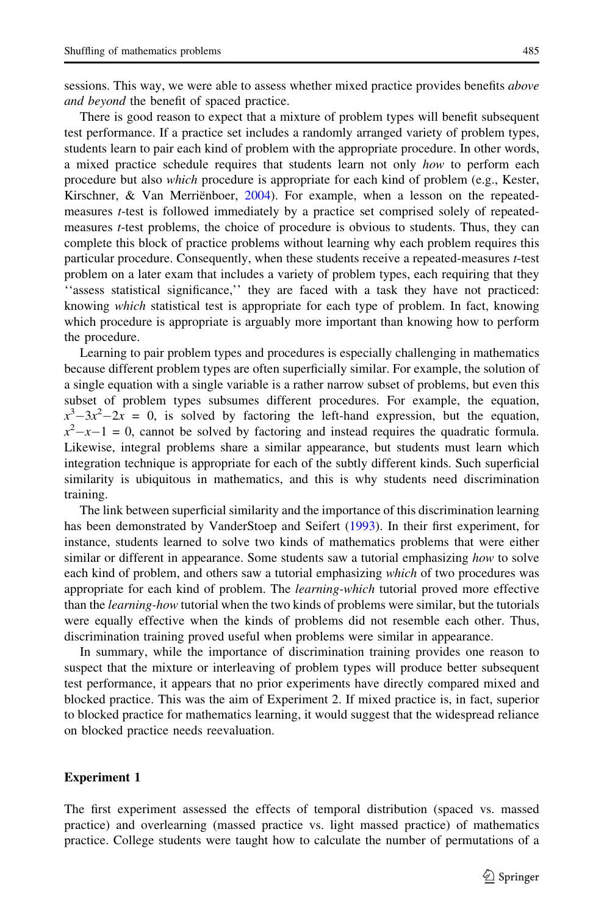sessions. This way, we were able to assess whether mixed practice provides benefits *above and beyond* the benefit of spaced practice.

There is good reason to expect that a mixture of problem types will benefit subsequent test performance. If a practice set includes a randomly arranged variety of problem types, students learn to pair each kind of problem with the appropriate procedure. In other words, a mixed practice schedule requires that students learn not only *how* to perform each procedure but also *which* procedure is appropriate for each kind of problem (e.g., Kester, Kirschner, & Van Merriënboer, 2004). For example, when a lesson on the repeated-measures *t*-test is followed immediately by a practice set comprised solely of repeated-measures *t*-test problems, the choice of procedure is obvious to students. Thus, they can complete this block of practice problems without learning why each problem requires this particular procedure. Consequently, when these students receive a repeated-measures *t*-test problem on a later exam that includes a variety of problem types, each requiring that they ''assess statistical significance,'' they are faced with a task they have not practiced: knowing *which* statistical test is appropriate for each type of problem. In fact, knowing which procedure is appropriate is arguably more important than knowing how to perform the procedure.

Learning to pair problem types and procedures is especially challenging in mathematics because different problem types are often superficially similar. For example, the solution of a single equation with a single variable is a rather narrow subset of problems, but even this subset of problem types subsumes different procedures. For example, the equation, $x^3 - 3x^2 - 2x = 0$, is solved by factoring the left-hand expression, but the equation, $x^2 - x - 1 = 0$, cannot be solved by factoring and instead requires the quadratic formula. Likewise, integral problems share a similar appearance, but students must learn which integration technique is appropriate for each of the subtly different kinds. Such superficial similarity is ubiquitous in mathematics, and this is why students need discrimination training.

The link between superficial similarity and the importance of this discrimination learning has been demonstrated by VanderStoep and Seifert (1993). In their first experiment, for instance, students learned to solve two kinds of mathematics problems that were either similar or different in appearance. Some students saw a tutorial emphasizing *how* to solve each kind of problem, and others saw a tutorial emphasizing *which* of two procedures was appropriate for each kind of problem. The *learning-which* tutorial proved more effective than the *learning-how* tutorial when the two kinds of problems were similar, but the tutorials were equally effective when the kinds of problems did not resemble each other. Thus, discrimination training proved useful when problems were similar in appearance.

In summary, while the importance of discrimination training provides one reason to suspect that the mixture or interleaving of problem types will produce better subsequent test performance, it appears that no prior experiments have directly compared mixed and blocked practice. This was the aim of Experiment 2. If mixed practice is, in fact, superior to blocked practice for mathematics learning, it would suggest that the widespread reliance on blocked practice needs reevaluation.

## Experiment 1

The first experiment assessed the effects of temporal distribution (spaced vs. massed practice) and overlearning (massed practice vs. light massed practice) of mathematics practice. College students were taught how to calculate the number of permutations of a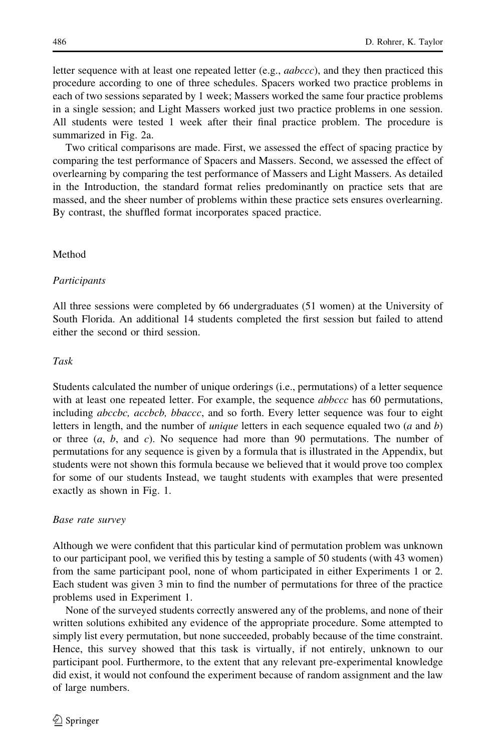letter sequence with at least one repeated letter (e.g., *aabccc*), and they then practiced this procedure according to one of three schedules. Spacers worked two practice problems in each of two sessions separated by 1 week; Massers worked the same four practice problems in a single session; and Light Massers worked just two practice problems in one session. All students were tested 1 week after their final practice problem. The procedure is summarized in Fig. 2a.

Two critical comparisons are made. First, we assessed the effect of spacing practice by comparing the test performance of Spacers and Massers. Second, we assessed the effect of overlearning by comparing the test performance of Massers and Light Massers. As detailed in the Introduction, the standard format relies predominantly on practice sets that are massed, and the sheer number of problems within these practice sets ensures overlearning. By contrast, the shuffled format incorporates spaced practice.

## Method

### *Participants*

All three sessions were completed by 66 undergraduates (51 women) at the University of South Florida. An additional 14 students completed the first session but failed to attend either the second or third session.

### *Task*

Students calculated the number of unique orderings (i.e., permutations) of a letter sequence with at least one repeated letter. For example, the sequence *abbccc* has 60 permutations, including *abccbc, accbcb, bbaccc*, and so forth. Every letter sequence was four to eight letters in length, and the number of *unique* letters in each sequence equaled two (*a* and *b*) or three (*a*, *b*, and *c*). No sequence had more than 90 permutations. The number of permutations for any sequence is given by a formula that is illustrated in the Appendix, but students were not shown this formula because we believed that it would prove too complex for some of our students Instead, we taught students with examples that were presented exactly as shown in Fig. 1.

### *Base rate survey*

Although we were confident that this particular kind of permutation problem was unknown to our participant pool, we verified this by testing a sample of 50 students (with 43 women) from the same participant pool, none of whom participated in either Experiments 1 or 2. Each student was given 3 min to find the number of permutations for three of the practice problems used in Experiment 1.

None of the surveyed students correctly answered any of the problems, and none of their written solutions exhibited any evidence of the appropriate procedure. Some attempted to simply list every permutation, but none succeeded, probably because of the time constraint. Hence, this survey showed that this task is virtually, if not entirely, unknown to our participant pool. Furthermore, to the extent that any relevant pre-experimental knowledge did exist, it would not confound the experiment because of random assignment and the law of large numbers.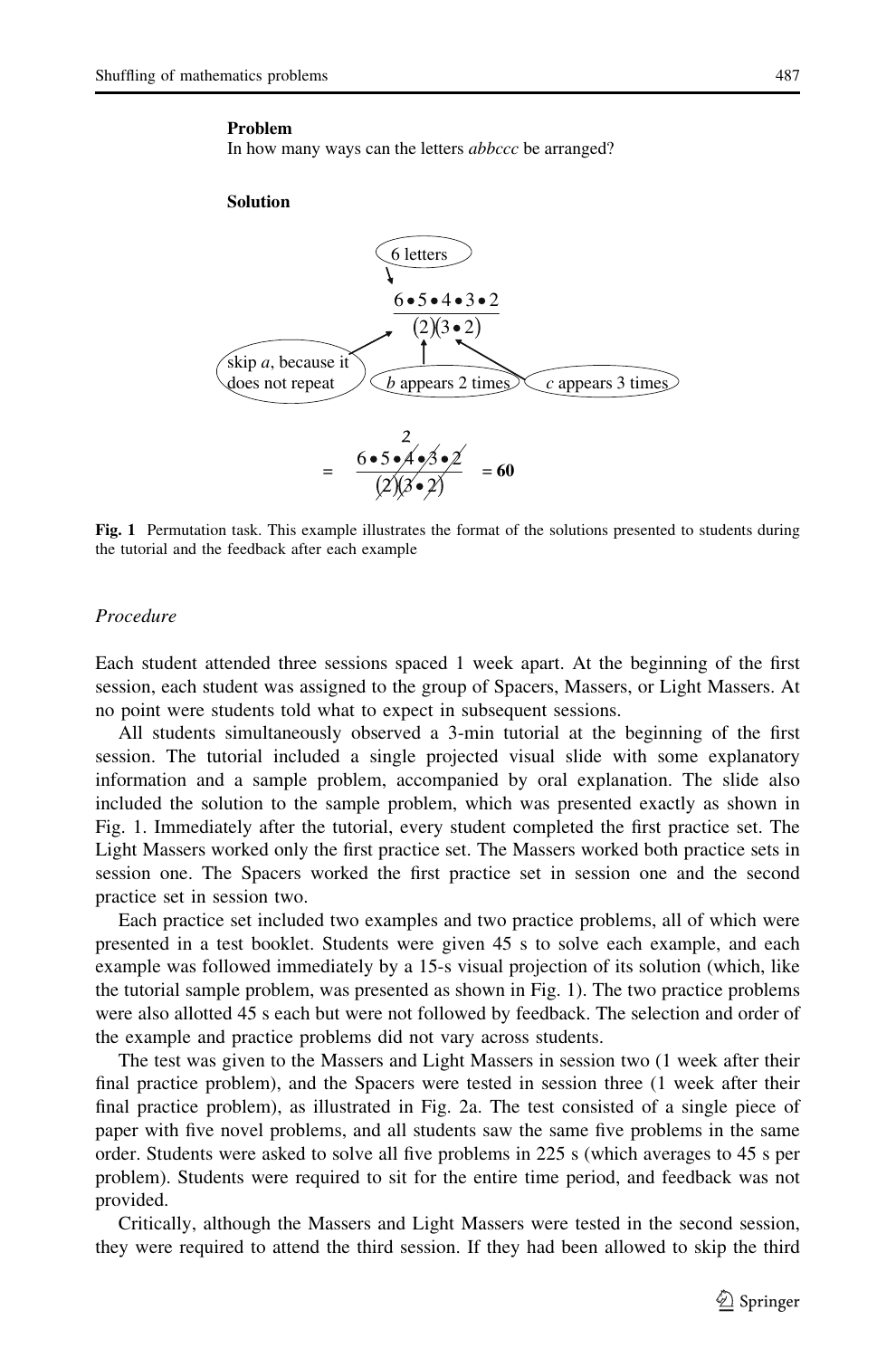**Problem**

In how many ways can the letters *abbccc* be arranged?

**Solution**

$$\frac{6 \bullet 5 \bullet 4 \bullet 3 \bullet 2}{(2)(3 \bullet 2)}$$

6 letters

skip *a*, because it does not repeat

*b* appears 2 times

*c* appears 3 times

$$= \frac{6 \bullet 5 \bullet \overset{2}{\cancel{4}} \bullet \cancel{3} \bullet \cancel{2}}{(\cancel{2})(\cancel{3} \bullet \cancel{2})} = \mathbf{60}$$

**Fig. 1** Permutation task. This example illustrates the format of the solutions presented to students during the tutorial and the feedback after each example

*Procedure*

Each student attended three sessions spaced 1 week apart. At the beginning of the first session, each student was assigned to the group of Spacers, Massers, or Light Massers. At no point were students told what to expect in subsequent sessions.

All students simultaneously observed a 3-min tutorial at the beginning of the first session. The tutorial included a single projected visual slide with some explanatory information and a sample problem, accompanied by oral explanation. The slide also included the solution to the sample problem, which was presented exactly as shown in Fig. 1. Immediately after the tutorial, every student completed the first practice set. The Light Massers worked only the first practice set. The Massers worked both practice sets in session one. The Spacers worked the first practice set in session one and the second practice set in session two.

Each practice set included two examples and two practice problems, all of which were presented in a test booklet. Students were given 45 s to solve each example, and each example was followed immediately by a 15-s visual projection of its solution (which, like the tutorial sample problem, was presented as shown in Fig. 1). The two practice problems were also allotted 45 s each but were not followed by feedback. The selection and order of the example and practice problems did not vary across students.

The test was given to the Massers and Light Massers in session two (1 week after their final practice problem), and the Spacers were tested in session three (1 week after their final practice problem), as illustrated in Fig. 2a. The test consisted of a single piece of paper with five novel problems, and all students saw the same five problems in the same order. Students were asked to solve all five problems in 225 s (which averages to 45 s per problem). Students were required to sit for the entire time period, and feedback was not provided.

Critically, although the Massers and Light Massers were tested in the second session, they were required to attend the third session. If they had been allowed to skip the third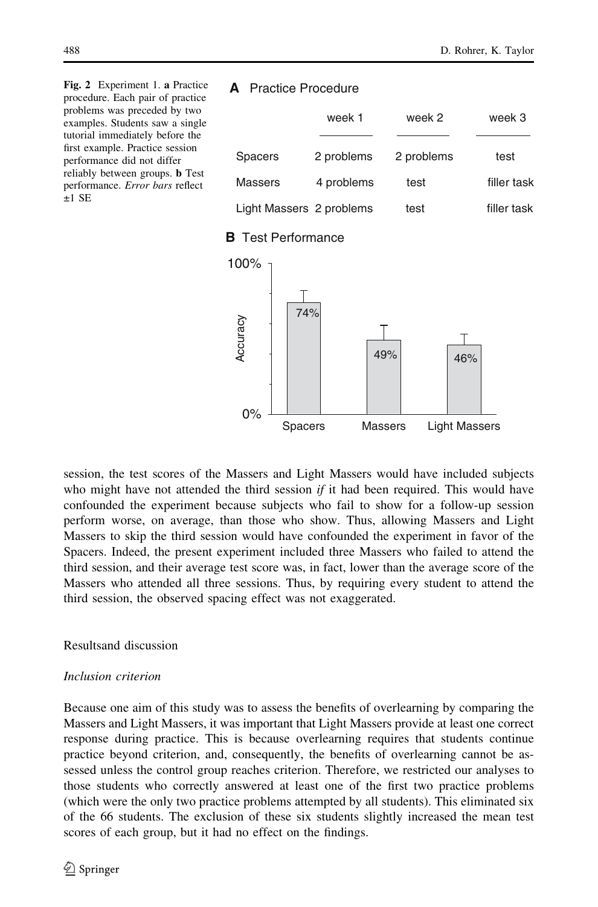**Fig. 2** Experiment 1. **a** Practice procedure. Each pair of practice problems was preceded by two examples. Students saw a single tutorial immediately before the first example. Practice session performance did not differ reliably between groups. **b** Test performance. *Error bars* reflect ±1 SE

**A** Practice Procedure

| | week 1 | week 2 | week 3 |
|---|---|---|---|
| Spacers | 2 problems | 2 problems | test |
| Massers | 4 problems | test | filler task |
| Light Massers | 2 problems | test | filler task |

**B** Test Performance

| | Spacers | Massers | Light Massers |
|---|---|---|---|
| Accuracy | 74% | 49% | 46% |

session, the test scores of the Massers and Light Massers would have included subjects who might have not attended the third session *if* it had been required. This would have confounded the experiment because subjects who fail to show for a follow-up session perform worse, on average, than those who show. Thus, allowing Massers and Light Massers to skip the third session would have confounded the experiment in favor of the Spacers. Indeed, the present experiment included three Massers who failed to attend the third session, and their average test score was, in fact, lower than the average score of the Massers who attended all three sessions. Thus, by requiring every student to attend the third session, the observed spacing effect was not exaggerated.

## Resultsand discussion

### *Inclusion criterion*

Because one aim of this study was to assess the benefits of overlearning by comparing the Massers and Light Massers, it was important that Light Massers provide at least one correct response during practice. This is because overlearning requires that students continue practice beyond criterion, and, consequently, the benefits of overlearning cannot be assessed unless the control group reaches criterion. Therefore, we restricted our analyses to those students who correctly answered at least one of the first two practice problems (which were the only two practice problems attempted by all students). This eliminated six of the 66 students. The exclusion of these six students slightly increased the mean test scores of each group, but it had no effect on the findings.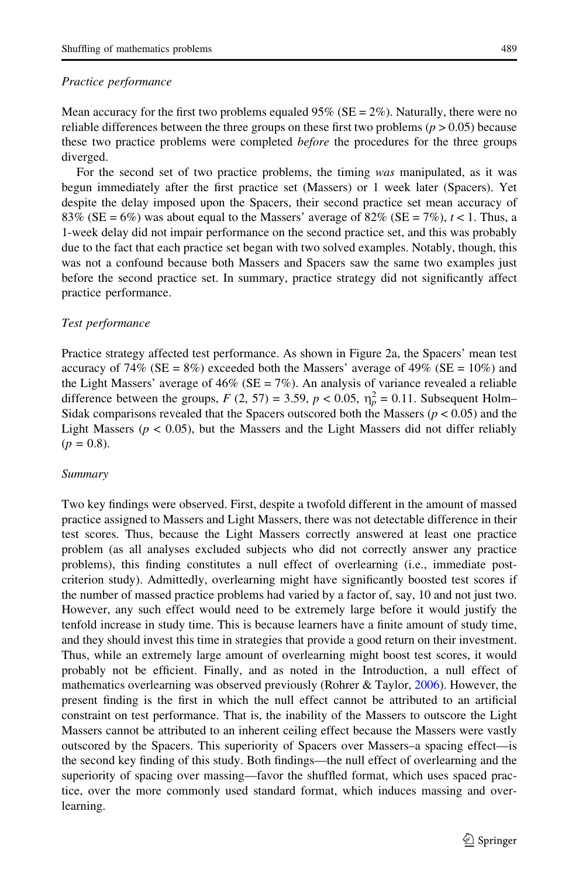*Practice performance*

Mean accuracy for the first two problems equaled 95% (SE = 2%). Naturally, there were no reliable differences between the three groups on these first two problems ($p > 0.05$) because these two practice problems were completed *before* the procedures for the three groups diverged.

For the second set of two practice problems, the timing *was* manipulated, as it was begun immediately after the first practice set (Massers) or 1 week later (Spacers). Yet despite the delay imposed upon the Spacers, their second practice set mean accuracy of 83% (SE = 6%) was about equal to the Massers' average of 82% (SE = 7%), $t < 1$. Thus, a 1-week delay did not impair performance on the second practice set, and this was probably due to the fact that each practice set began with two solved examples. Notably, though, this was not a confound because both Massers and Spacers saw the same two examples just before the second practice set. In summary, practice strategy did not significantly affect practice performance.

*Test performance*

Practice strategy affected test performance. As shown in Figure 2a, the Spacers' mean test accuracy of 74% (SE = 8%) exceeded both the Massers' average of 49% (SE = 10%) and the Light Massers' average of 46% (SE = 7%). An analysis of variance revealed a reliable difference between the groups, $F\,(2, 57) = 3.59$, $p < 0.05$, $\eta_p^2 = 0.11$. Subsequent Holm–Sidak comparisons revealed that the Spacers outscored both the Massers ($p < 0.05$) and the Light Massers ($p < 0.05$), but the Massers and the Light Massers did not differ reliably ($p = 0.8$).

*Summary*

Two key findings were observed. First, despite a twofold different in the amount of massed practice assigned to Massers and Light Massers, there was not detectable difference in their test scores. Thus, because the Light Massers correctly answered at least one practice problem (as all analyses excluded subjects who did not correctly answer any practice problems), this finding constitutes a null effect of overlearning (i.e., immediate post-criterion study). Admittedly, overlearning might have significantly boosted test scores if the number of massed practice problems had varied by a factor of, say, 10 and not just two. However, any such effect would need to be extremely large before it would justify the tenfold increase in study time. This is because learners have a finite amount of study time, and they should invest this time in strategies that provide a good return on their investment. Thus, while an extremely large amount of overlearning might boost test scores, it would probably not be efficient. Finally, and as noted in the Introduction, a null effect of mathematics overlearning was observed previously (Rohrer & Taylor, 2006). However, the present finding is the first in which the null effect cannot be attributed to an artificial constraint on test performance. That is, the inability of the Massers to outscore the Light Massers cannot be attributed to an inherent ceiling effect because the Massers were vastly outscored by the Spacers. This superiority of Spacers over Massers–a spacing effect—is the second key finding of this study. Both findings—the null effect of overlearning and the superiority of spacing over massing—favor the shuffled format, which uses spaced practice, over the more commonly used standard format, which induces massing and overlearning.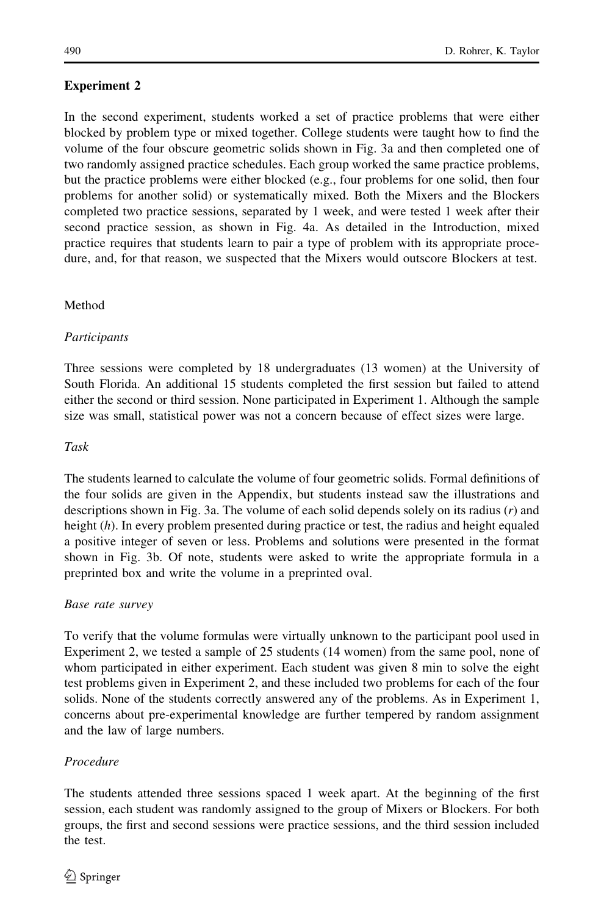## Experiment 2

In the second experiment, students worked a set of practice problems that were either blocked by problem type or mixed together. College students were taught how to find the volume of the four obscure geometric solids shown in Fig. 3a and then completed one of two randomly assigned practice schedules. Each group worked the same practice problems, but the practice problems were either blocked (e.g., four problems for one solid, then four problems for another solid) or systematically mixed. Both the Mixers and the Blockers completed two practice sessions, separated by 1 week, and were tested 1 week after their second practice session, as shown in Fig. 4a. As detailed in the Introduction, mixed practice requires that students learn to pair a type of problem with its appropriate procedure, and, for that reason, we suspected that the Mixers would outscore Blockers at test.

### Method

#### *Participants*

Three sessions were completed by 18 undergraduates (13 women) at the University of South Florida. An additional 15 students completed the first session but failed to attend either the second or third session. None participated in Experiment 1. Although the sample size was small, statistical power was not a concern because of effect sizes were large.

#### *Task*

The students learned to calculate the volume of four geometric solids. Formal definitions of the four solids are given in the Appendix, but students instead saw the illustrations and descriptions shown in Fig. 3a. The volume of each solid depends solely on its radius ($r$) and height ($h$). In every problem presented during practice or test, the radius and height equaled a positive integer of seven or less. Problems and solutions were presented in the format shown in Fig. 3b. Of note, students were asked to write the appropriate formula in a preprinted box and write the volume in a preprinted oval.

#### *Base rate survey*

To verify that the volume formulas were virtually unknown to the participant pool used in Experiment 2, we tested a sample of 25 students (14 women) from the same pool, none of whom participated in either experiment. Each student was given 8 min to solve the eight test problems given in Experiment 2, and these included two problems for each of the four solids. None of the students correctly answered any of the problems. As in Experiment 1, concerns about pre-experimental knowledge are further tempered by random assignment and the law of large numbers.

#### *Procedure*

The students attended three sessions spaced 1 week apart. At the beginning of the first session, each student was randomly assigned to the group of Mixers or Blockers. For both groups, the first and second sessions were practice sessions, and the third session included the test.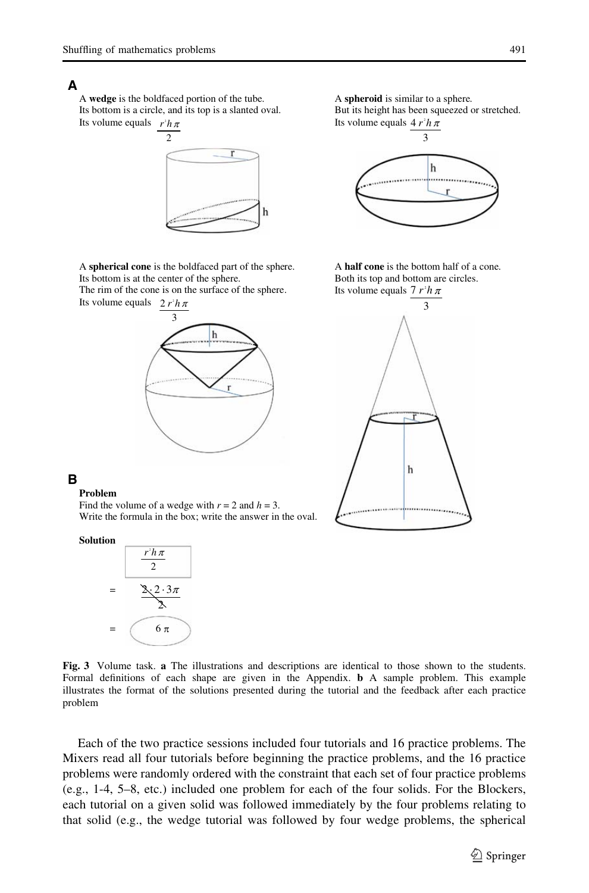**A**

A **wedge** is the boldfaced portion of the tube.
Its bottom is a circle, and its top is a slanted oval.
Its volume equals $\frac{r^2 h \pi}{2}$

A **spheroid** is similar to a sphere.
But its height has been squeezed or stretched.
Its volume equals $\frac{4 r^2 h \pi}{3}$

A **spherical cone** is the boldfaced part of the sphere.
Its bottom is at the center of the sphere.
The rim of the cone is on the surface of the sphere.
Its volume equals $\frac{2 r^2 h \pi}{3}$

A **half cone** is the bottom half of a cone.
Both its top and bottom are circles.
Its volume equals $\frac{7 r^2 h \pi}{3}$

**B**

**Problem**
Find the volume of a wedge with $r = 2$ and $h = 3$.
Write the formula in the box; write the answer in the oval.

**Solution**

$$\boxed{\frac{r^2 h \pi}{2}}$$

$$= \frac{2 \cdot 2 \cdot 3\pi}{2}$$

$$= 6\pi$$

**Fig. 3** Volume task. **a** The illustrations and descriptions are identical to those shown to the students. Formal definitions of each shape are given in the Appendix. **b** A sample problem. This example illustrates the format of the solutions presented during the tutorial and the feedback after each practice problem

Each of the two practice sessions included four tutorials and 16 practice problems. The Mixers read all four tutorials before beginning the practice problems, and the 16 practice problems were randomly ordered with the constraint that each set of four practice problems (e.g., 1-4, 5–8, etc.) included one problem for each of the four solids. For the Blockers, each tutorial on a given solid was followed immediately by the four problems relating to that solid (e.g., the wedge tutorial was followed by four wedge problems, the spherical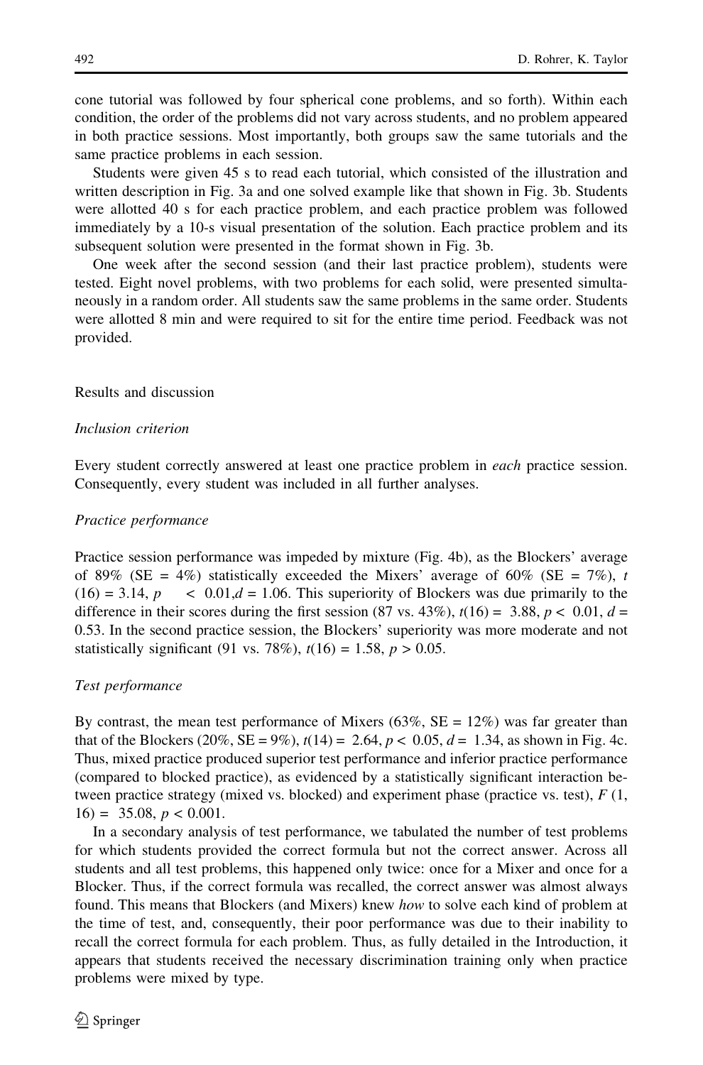cone tutorial was followed by four spherical cone problems, and so forth). Within each condition, the order of the problems did not vary across students, and no problem appeared in both practice sessions. Most importantly, both groups saw the same tutorials and the same practice problems in each session.

Students were given 45 s to read each tutorial, which consisted of the illustration and written description in Fig. 3a and one solved example like that shown in Fig. 3b. Students were allotted 40 s for each practice problem, and each practice problem was followed immediately by a 10-s visual presentation of the solution. Each practice problem and its subsequent solution were presented in the format shown in Fig. 3b.

One week after the second session (and their last practice problem), students were tested. Eight novel problems, with two problems for each solid, were presented simultaneously in a random order. All students saw the same problems in the same order. Students were allotted 8 min and were required to sit for the entire time period. Feedback was not provided.

## Results and discussion

### *Inclusion criterion*

Every student correctly answered at least one practice problem in *each* practice session. Consequently, every student was included in all further analyses.

### *Practice performance*

Practice session performance was impeded by mixture (Fig. 4b), as the Blockers' average of 89% (SE = 4%) statistically exceeded the Mixers' average of 60% (SE = 7%), $t(16) = 3.14$, $p < 0.01$, $d = 1.06$. This superiority of Blockers was due primarily to the difference in their scores during the first session (87 vs. 43%), $t(16) = 3.88$, $p < 0.01$, $d = 0.53$. In the second practice session, the Blockers' superiority was more moderate and not statistically significant (91 vs. 78%), $t(16) = 1.58$, $p > 0.05$.

### *Test performance*

By contrast, the mean test performance of Mixers (63%, SE = 12%) was far greater than that of the Blockers (20%, SE = 9%), $t(14) = 2.64$, $p < 0.05$, $d = 1.34$, as shown in Fig. 4c. Thus, mixed practice produced superior test performance and inferior practice performance (compared to blocked practice), as evidenced by a statistically significant interaction between practice strategy (mixed vs. blocked) and experiment phase (practice vs. test), $F(1, 16) = 35.08$, $p < 0.001$.

In a secondary analysis of test performance, we tabulated the number of test problems for which students provided the correct formula but not the correct answer. Across all students and all test problems, this happened only twice: once for a Mixer and once for a Blocker. Thus, if the correct formula was recalled, the correct answer was almost always found. This means that Blockers (and Mixers) knew *how* to solve each kind of problem at the time of test, and, consequently, their poor performance was due to their inability to recall the correct formula for each problem. Thus, as fully detailed in the Introduction, it appears that students received the necessary discrimination training only when practice problems were mixed by type.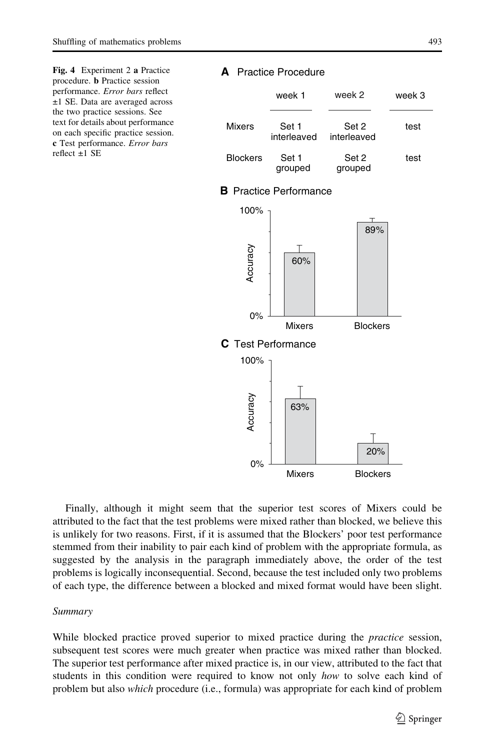**Fig. 4** Experiment 2 **a** Practice procedure. **b** Practice session performance. *Error bars* reflect ±1 SE. Data are averaged across the two practice sessions. See text for details about performance on each specific practice session. **c** Test performance. *Error bars* reflect ±1 SE

**A** Practice Procedure

| | week 1 | week 2 | week 3 |
|---|---|---|---|
| Mixers | Set 1 interleaved | Set 2 interleaved | test |
| Blockers | Set 1 grouped | Set 2 grouped | test |

Finally, although it might seem that the superior test scores of Mixers could be attributed to the fact that the test problems were mixed rather than blocked, we believe this is unlikely for two reasons. First, if it is assumed that the Blockers' poor test performance stemmed from their inability to pair each kind of problem with the appropriate formula, as suggested by the analysis in the paragraph immediately above, the order of the test problems is logically inconsequential. Second, because the test included only two problems of each type, the difference between a blocked and mixed format would have been slight.

*Summary*

While blocked practice proved superior to mixed practice during the *practice* session, subsequent test scores were much greater when practice was mixed rather than blocked. The superior test performance after mixed practice is, in our view, attributed to the fact that students in this condition were required to know not only *how* to solve each kind of problem but also *which* procedure (i.e., formula) was appropriate for each kind of problem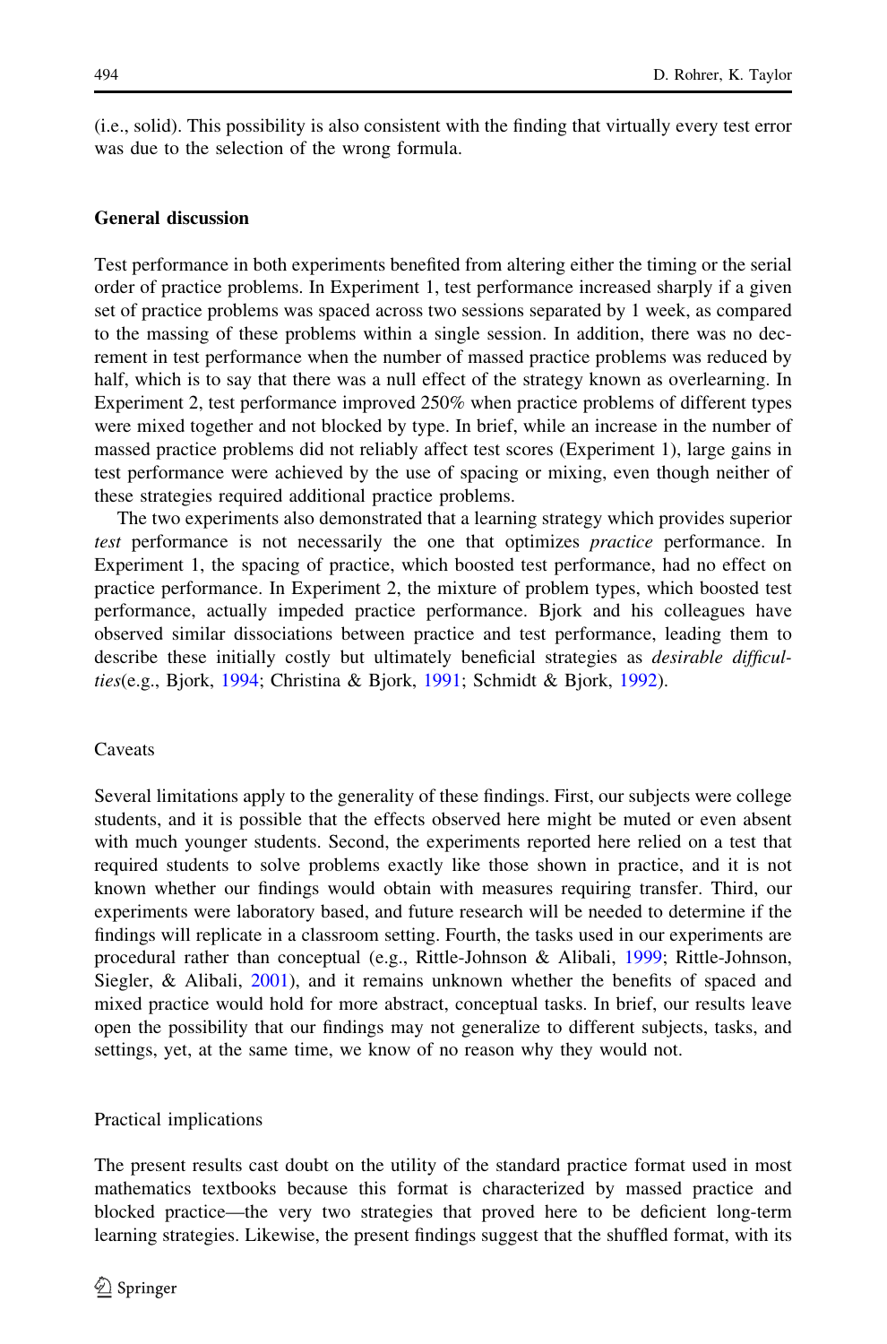(i.e., solid). This possibility is also consistent with the finding that virtually every test error was due to the selection of the wrong formula.

## General discussion

Test performance in both experiments benefited from altering either the timing or the serial order of practice problems. In Experiment 1, test performance increased sharply if a given set of practice problems was spaced across two sessions separated by 1 week, as compared to the massing of these problems within a single session. In addition, there was no decrement in test performance when the number of massed practice problems was reduced by half, which is to say that there was a null effect of the strategy known as overlearning. In Experiment 2, test performance improved 250% when practice problems of different types were mixed together and not blocked by type. In brief, while an increase in the number of massed practice problems did not reliably affect test scores (Experiment 1), large gains in test performance were achieved by the use of spacing or mixing, even though neither of these strategies required additional practice problems.

The two experiments also demonstrated that a learning strategy which provides superior *test* performance is not necessarily the one that optimizes *practice* performance. In Experiment 1, the spacing of practice, which boosted test performance, had no effect on practice performance. In Experiment 2, the mixture of problem types, which boosted test performance, actually impeded practice performance. Bjork and his colleagues have observed similar dissociations between practice and test performance, leading them to describe these initially costly but ultimately beneficial strategies as *desirable difficulties*(e.g., Bjork, 1994; Christina & Bjork, 1991; Schmidt & Bjork, 1992).

### Caveats

Several limitations apply to the generality of these findings. First, our subjects were college students, and it is possible that the effects observed here might be muted or even absent with much younger students. Second, the experiments reported here relied on a test that required students to solve problems exactly like those shown in practice, and it is not known whether our findings would obtain with measures requiring transfer. Third, our experiments were laboratory based, and future research will be needed to determine if the findings will replicate in a classroom setting. Fourth, the tasks used in our experiments are procedural rather than conceptual (e.g., Rittle-Johnson & Alibali, 1999; Rittle-Johnson, Siegler, & Alibali, 2001), and it remains unknown whether the benefits of spaced and mixed practice would hold for more abstract, conceptual tasks. In brief, our results leave open the possibility that our findings may not generalize to different subjects, tasks, and settings, yet, at the same time, we know of no reason why they would not.

### Practical implications

The present results cast doubt on the utility of the standard practice format used in most mathematics textbooks because this format is characterized by massed practice and blocked practice—the very two strategies that proved here to be deficient long-term learning strategies. Likewise, the present findings suggest that the shuffled format, with its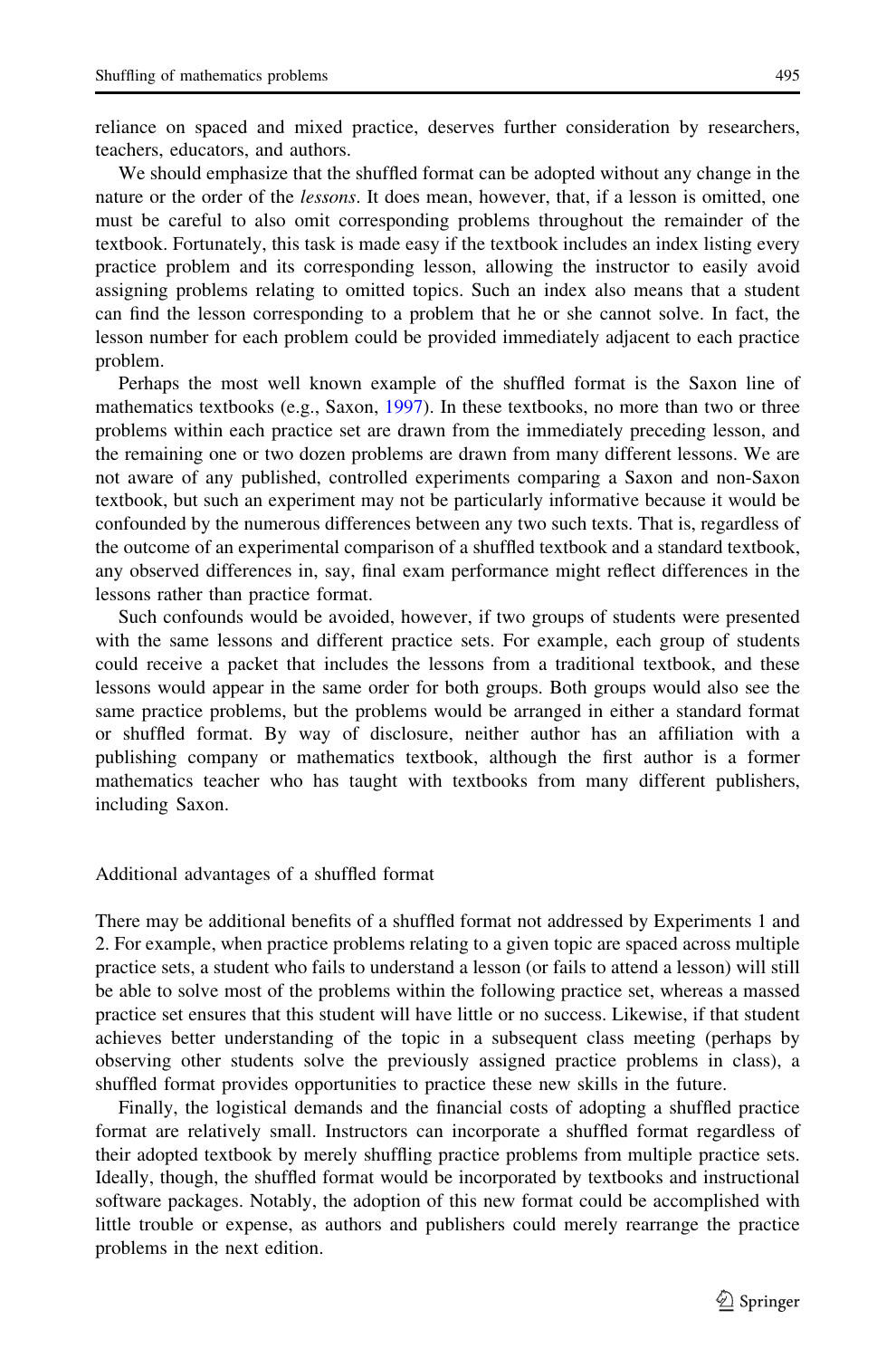reliance on spaced and mixed practice, deserves further consideration by researchers, teachers, educators, and authors.

We should emphasize that the shuffled format can be adopted without any change in the nature or the order of the *lessons*. It does mean, however, that, if a lesson is omitted, one must be careful to also omit corresponding problems throughout the remainder of the textbook. Fortunately, this task is made easy if the textbook includes an index listing every practice problem and its corresponding lesson, allowing the instructor to easily avoid assigning problems relating to omitted topics. Such an index also means that a student can find the lesson corresponding to a problem that he or she cannot solve. In fact, the lesson number for each problem could be provided immediately adjacent to each practice problem.

Perhaps the most well known example of the shuffled format is the Saxon line of mathematics textbooks (e.g., Saxon, 1997). In these textbooks, no more than two or three problems within each practice set are drawn from the immediately preceding lesson, and the remaining one or two dozen problems are drawn from many different lessons. We are not aware of any published, controlled experiments comparing a Saxon and non-Saxon textbook, but such an experiment may not be particularly informative because it would be confounded by the numerous differences between any two such texts. That is, regardless of the outcome of an experimental comparison of a shuffled textbook and a standard textbook, any observed differences in, say, final exam performance might reflect differences in the lessons rather than practice format.

Such confounds would be avoided, however, if two groups of students were presented with the same lessons and different practice sets. For example, each group of students could receive a packet that includes the lessons from a traditional textbook, and these lessons would appear in the same order for both groups. Both groups would also see the same practice problems, but the problems would be arranged in either a standard format or shuffled format. By way of disclosure, neither author has an affiliation with a publishing company or mathematics textbook, although the first author is a former mathematics teacher who has taught with textbooks from many different publishers, including Saxon.

## Additional advantages of a shuffled format

There may be additional benefits of a shuffled format not addressed by Experiments 1 and 2. For example, when practice problems relating to a given topic are spaced across multiple practice sets, a student who fails to understand a lesson (or fails to attend a lesson) will still be able to solve most of the problems within the following practice set, whereas a massed practice set ensures that this student will have little or no success. Likewise, if that student achieves better understanding of the topic in a subsequent class meeting (perhaps by observing other students solve the previously assigned practice problems in class), a shuffled format provides opportunities to practice these new skills in the future.

Finally, the logistical demands and the financial costs of adopting a shuffled practice format are relatively small. Instructors can incorporate a shuffled format regardless of their adopted textbook by merely shuffling practice problems from multiple practice sets. Ideally, though, the shuffled format would be incorporated by textbooks and instructional software packages. Notably, the adoption of this new format could be accomplished with little trouble or expense, as authors and publishers could merely rearrange the practice problems in the next edition.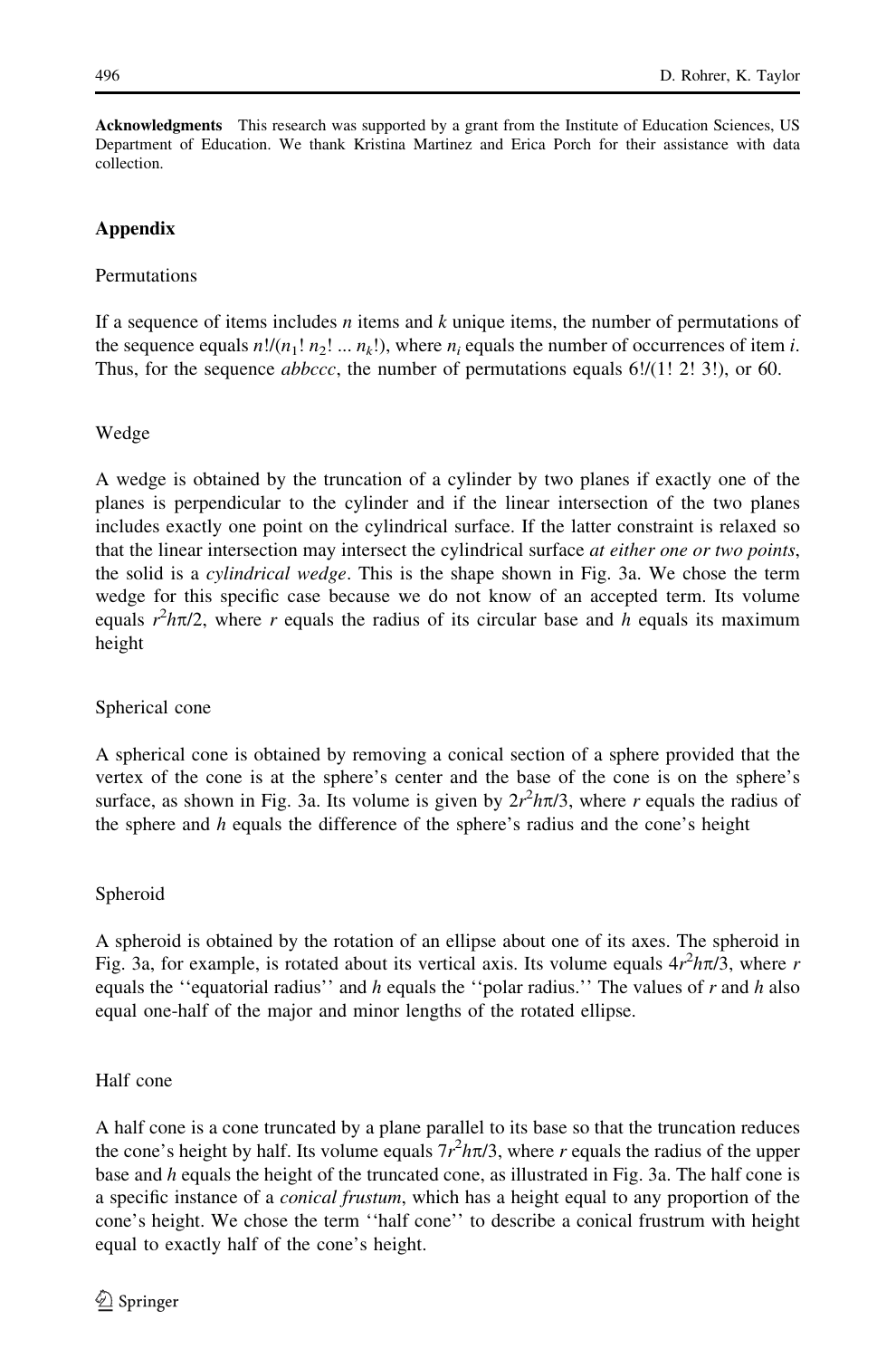**Acknowledgments** This research was supported by a grant from the Institute of Education Sciences, US Department of Education. We thank Kristina Martinez and Erica Porch for their assistance with data collection.

## Appendix

### Permutations

If a sequence of items includes $n$ items and $k$ unique items, the number of permutations of the sequence equals $n!/(n_1!\, n_2! \ldots n_k!)$, where $n_i$ equals the number of occurrences of item $i$. Thus, for the sequence *abbccc*, the number of permutations equals $6!/(1!\, 2!\, 3!)$, or 60.

### Wedge

A wedge is obtained by the truncation of a cylinder by two planes if exactly one of the planes is perpendicular to the cylinder and if the linear intersection of the two planes includes exactly one point on the cylindrical surface. If the latter constraint is relaxed so that the linear intersection may intersect the cylindrical surface *at either one or two points*, the solid is a *cylindrical wedge*. This is the shape shown in Fig. 3a. We chose the term wedge for this specific case because we do not know of an accepted term. Its volume equals $r^2h\pi/2$, where $r$ equals the radius of its circular base and $h$ equals its maximum height

### Spherical cone

A spherical cone is obtained by removing a conical section of a sphere provided that the vertex of the cone is at the sphere's center and the base of the cone is on the sphere's surface, as shown in Fig. 3a. Its volume is given by $2r^2h\pi/3$, where $r$ equals the radius of the sphere and $h$ equals the difference of the sphere's radius and the cone's height

### Spheroid

A spheroid is obtained by the rotation of an ellipse about one of its axes. The spheroid in Fig. 3a, for example, is rotated about its vertical axis. Its volume equals $4r^2h\pi/3$, where $r$ equals the ''equatorial radius'' and $h$ equals the ''polar radius.'' The values of $r$ and $h$ also equal one-half of the major and minor lengths of the rotated ellipse.

### Half cone

A half cone is a cone truncated by a plane parallel to its base so that the truncation reduces the cone's height by half. Its volume equals $7r^2h\pi/3$, where $r$ equals the radius of the upper base and $h$ equals the height of the truncated cone, as illustrated in Fig. 3a. The half cone is a specific instance of a *conical frustum*, which has a height equal to any proportion of the cone's height. We chose the term ''half cone'' to describe a conical frustrum with height equal to exactly half of the cone's height.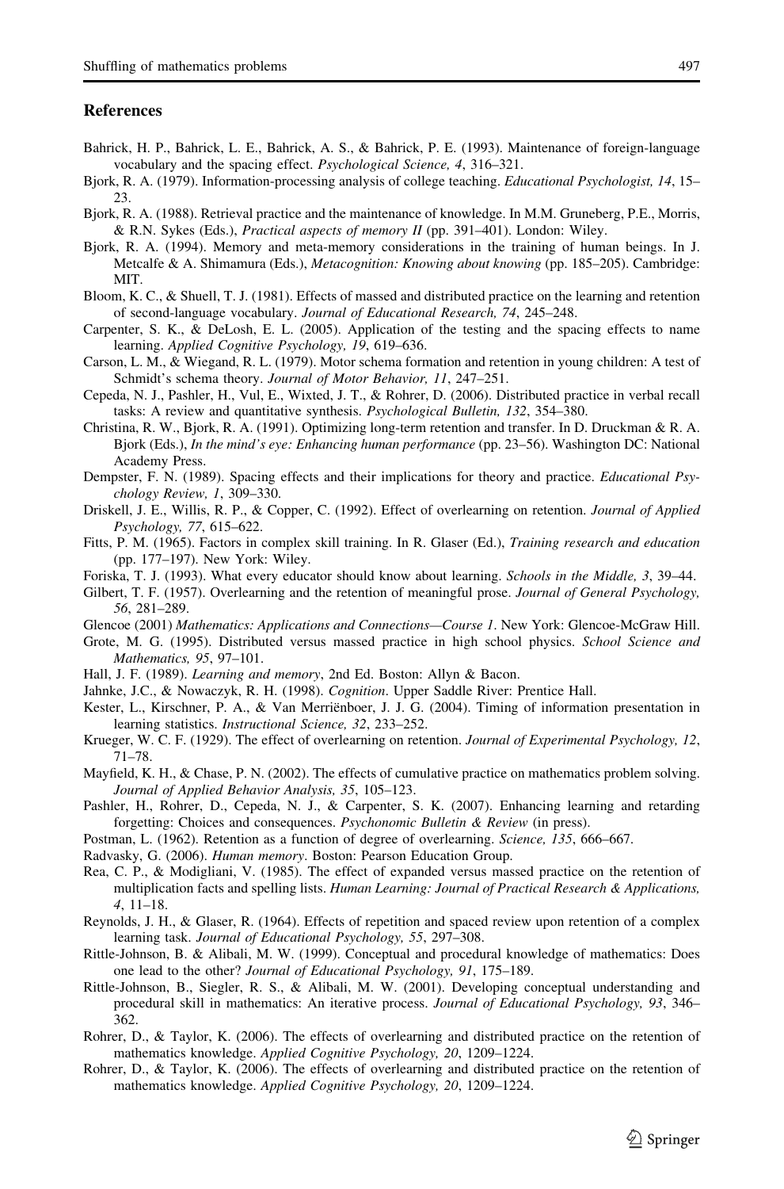## References

Bahrick, H. P., Bahrick, L. E., Bahrick, A. S., & Bahrick, P. E. (1993). Maintenance of foreign-language vocabulary and the spacing effect. *Psychological Science, 4*, 316–321.

Bjork, R. A. (1979). Information-processing analysis of college teaching. *Educational Psychologist, 14*, 15–23.

Bjork, R. A. (1988). Retrieval practice and the maintenance of knowledge. In M.M. Gruneberg, P.E., Morris, & R.N. Sykes (Eds.), *Practical aspects of memory II* (pp. 391–401). London: Wiley.

Bjork, R. A. (1994). Memory and meta-memory considerations in the training of human beings. In J. Metcalfe & A. Shimamura (Eds.), *Metacognition: Knowing about knowing* (pp. 185–205). Cambridge: MIT.

Bloom, K. C., & Shuell, T. J. (1981). Effects of massed and distributed practice on the learning and retention of second-language vocabulary. *Journal of Educational Research, 74*, 245–248.

Carpenter, S. K., & DeLosh, E. L. (2005). Application of the testing and the spacing effects to name learning. *Applied Cognitive Psychology, 19*, 619–636.

Carson, L. M., & Wiegand, R. L. (1979). Motor schema formation and retention in young children: A test of Schmidt's schema theory. *Journal of Motor Behavior, 11*, 247–251.

Cepeda, N. J., Pashler, H., Vul, E., Wixted, J. T., & Rohrer, D. (2006). Distributed practice in verbal recall tasks: A review and quantitative synthesis. *Psychological Bulletin, 132*, 354–380.

Christina, R. W., Bjork, R. A. (1991). Optimizing long-term retention and transfer. In D. Druckman & R. A. Bjork (Eds.), *In the mind's eye: Enhancing human performance* (pp. 23–56). Washington DC: National Academy Press.

Dempster, F. N. (1989). Spacing effects and their implications for theory and practice. *Educational Psychology Review, 1*, 309–330.

Driskell, J. E., Willis, R. P., & Copper, C. (1992). Effect of overlearning on retention. *Journal of Applied Psychology, 77*, 615–622.

Fitts, P. M. (1965). Factors in complex skill training. In R. Glaser (Ed.), *Training research and education* (pp. 177–197). New York: Wiley.

Foriska, T. J. (1993). What every educator should know about learning. *Schools in the Middle, 3*, 39–44.

Gilbert, T. F. (1957). Overlearning and the retention of meaningful prose. *Journal of General Psychology, 56*, 281–289.

Glencoe (2001) *Mathematics: Applications and Connections—Course 1*. New York: Glencoe-McGraw Hill.

Grote, M. G. (1995). Distributed versus massed practice in high school physics. *School Science and Mathematics, 95*, 97–101.

Hall, J. F. (1989). *Learning and memory*, 2nd Ed. Boston: Allyn & Bacon.

Jahnke, J.C., & Nowaczyk, R. H. (1998). *Cognition*. Upper Saddle River: Prentice Hall.

Kester, L., Kirschner, P. A., & Van Merriënboer, J. J. G. (2004). Timing of information presentation in learning statistics. *Instructional Science, 32*, 233–252.

Krueger, W. C. F. (1929). The effect of overlearning on retention. *Journal of Experimental Psychology, 12*, 71–78.

Mayfield, K. H., & Chase, P. N. (2002). The effects of cumulative practice on mathematics problem solving. *Journal of Applied Behavior Analysis, 35*, 105–123.

Pashler, H., Rohrer, D., Cepeda, N. J., & Carpenter, S. K. (2007). Enhancing learning and retarding forgetting: Choices and consequences. *Psychonomic Bulletin & Review* (in press).

Postman, L. (1962). Retention as a function of degree of overlearning. *Science, 135*, 666–667.

Radvasky, G. (2006). *Human memory*. Boston: Pearson Education Group.

Rea, C. P., & Modigliani, V. (1985). The effect of expanded versus massed practice on the retention of multiplication facts and spelling lists. *Human Learning: Journal of Practical Research & Applications, 4*, 11–18.

Reynolds, J. H., & Glaser, R. (1964). Effects of repetition and spaced review upon retention of a complex learning task. *Journal of Educational Psychology, 55*, 297–308.

Rittle-Johnson, B. & Alibali, M. W. (1999). Conceptual and procedural knowledge of mathematics: Does one lead to the other? *Journal of Educational Psychology, 91*, 175–189.

Rittle-Johnson, B., Siegler, R. S., & Alibali, M. W. (2001). Developing conceptual understanding and procedural skill in mathematics: An iterative process. *Journal of Educational Psychology, 93*, 346–362.

Rohrer, D., & Taylor, K. (2006). The effects of overlearning and distributed practice on the retention of mathematics knowledge. *Applied Cognitive Psychology, 20*, 1209–1224.

Rohrer, D., & Taylor, K. (2006). The effects of overlearning and distributed practice on the retention of mathematics knowledge. *Applied Cognitive Psychology, 20*, 1209–1224.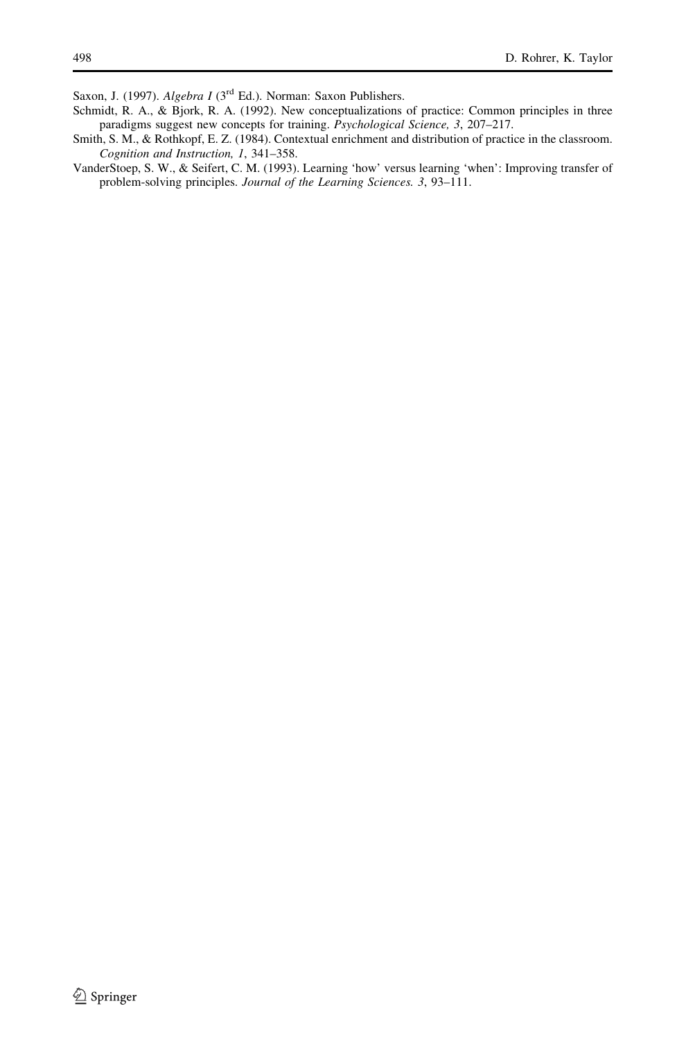Saxon, J. (1997). *Algebra I* (3rd Ed.). Norman: Saxon Publishers.

Schmidt, R. A., & Bjork, R. A. (1992). New conceptualizations of practice: Common principles in three paradigms suggest new concepts for training. *Psychological Science, 3*, 207–217.

Smith, S. M., & Rothkopf, E. Z. (1984). Contextual enrichment and distribution of practice in the classroom. *Cognition and Instruction, 1*, 341–358.

VanderStoep, S. W., & Seifert, C. M. (1993). Learning 'how' versus learning 'when': Improving transfer of problem-solving principles. *Journal of the Learning Sciences. 3*, 93–111.